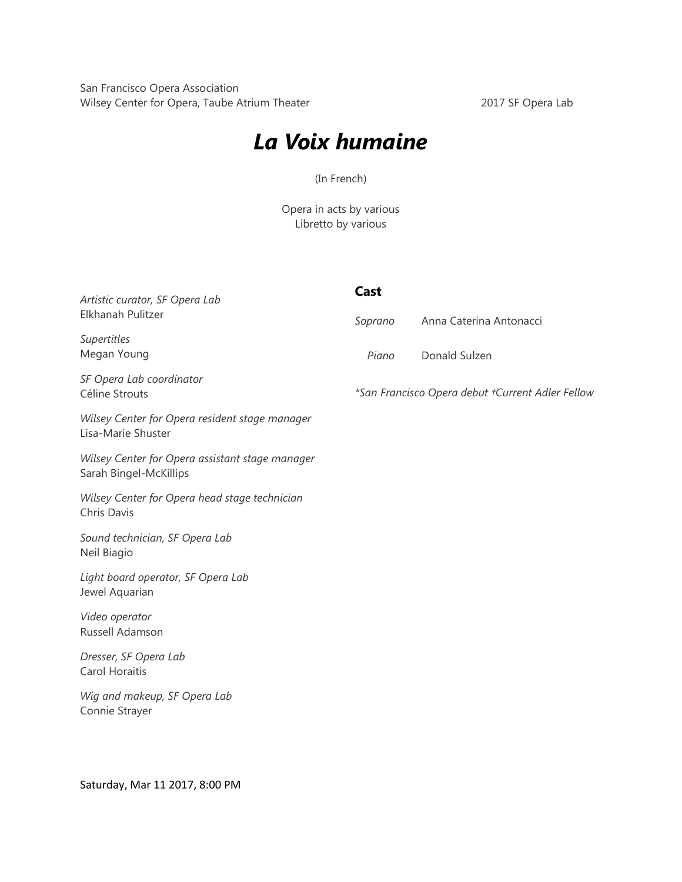San Francisco Opera Association
Wilsey Center for Opera, Taube Atrium Theater

2017 SF Opera Lab

# *La Voix humaine*

(In French)

Opera in acts by various
Libretto by various

*Artistic curator, SF Opera Lab*
Elkhanah Pulitzer

*Supertitles*
Megan Young

*SF Opera Lab coordinator*
Céline Strouts

*Wilsey Center for Opera resident stage manager*
Lisa-Marie Shuster

*Wilsey Center for Opera assistant stage manager*
Sarah Bingel-McKillips

*Wilsey Center for Opera head stage technician*
Chris Davis

*Sound technician, SF Opera Lab*
Neil Biagio

*Light board operator, SF Opera Lab*
Jewel Aquarian

*Video operator*
Russell Adamson

*Dresser, SF Opera Lab*
Carol Horaitis

*Wig and makeup, SF Opera Lab*
Connie Strayer

**Cast**

| | |
|---|---|
| *Soprano* | Anna Caterina Antonacci |
| *Piano* | Donald Sulzen |

**San Francisco Opera debut †Current Adler Fellow*

Saturday, Mar 11 2017, 8:00 PM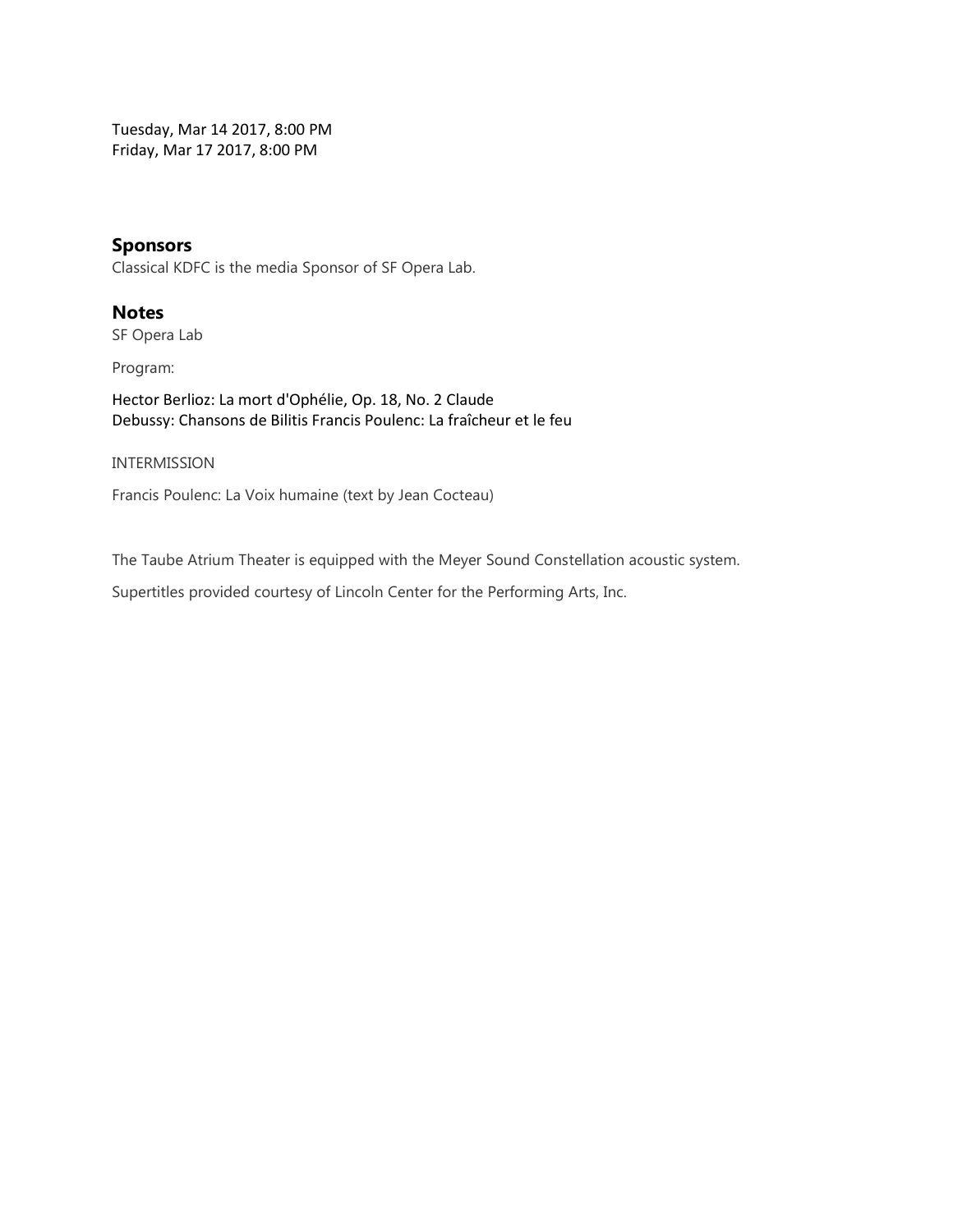Tuesday, Mar 14 2017, 8:00 PM
Friday, Mar 17 2017, 8:00 PM

## Sponsors

Classical KDFC is the media Sponsor of SF Opera Lab.

## Notes

SF Opera Lab

Program:

Hector Berlioz: La mort d'Ophélie, Op. 18, No. 2 Claude
Debussy: Chansons de Bilitis Francis Poulenc: La fraîcheur et le feu

INTERMISSION

Francis Poulenc: La Voix humaine (text by Jean Cocteau)

The Taube Atrium Theater is equipped with the Meyer Sound Constellation acoustic system.

Supertitles provided courtesy of Lincoln Center for the Performing Arts, Inc.